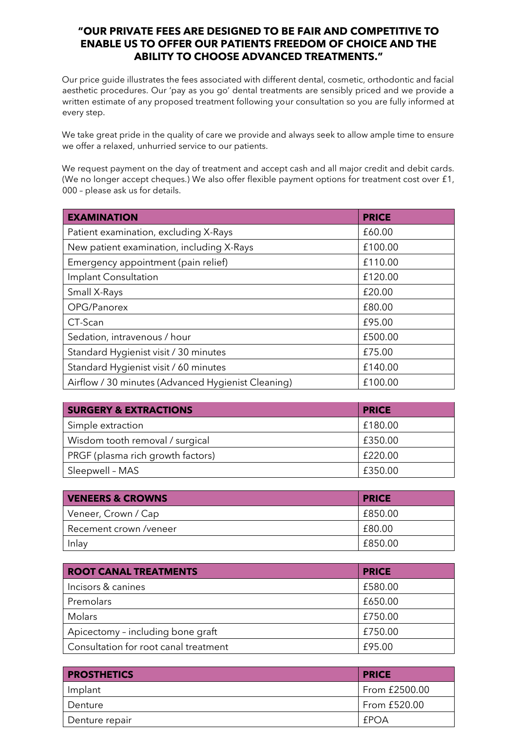**"OUR PRIVATE FEES ARE DESIGNED TO BE FAIR AND COMPETITIVE TO ENABLE US TO OFFER OUR PATIENTS FREEDOM OF CHOICE AND THE ABILITY TO CHOOSE ADVANCED TREATMENTS."**

Our price guide illustrates the fees associated with different dental, cosmetic, orthodontic and facial aesthetic procedures. Our 'pay as you go' dental treatments are sensibly priced and we provide a written estimate of any proposed treatment following your consultation so you are fully informed at every step.

We take great pride in the quality of care we provide and always seek to allow ample time to ensure we offer a relaxed, unhurried service to our patients.

We request payment on the day of treatment and accept cash and all major credit and debit cards. (We no longer accept cheques.) We also offer flexible payment options for treatment cost over £1, 000 – please ask us for details.

| EXAMINATION | PRICE |
|---|---|
| Patient examination, excluding X-Rays | £60.00 |
| New patient examination, including X-Rays | £100.00 |
| Emergency appointment (pain relief) | £110.00 |
| Implant Consultation | £120.00 |
| Small X-Rays | £20.00 |
| OPG/Panorex | £80.00 |
| CT-Scan | £95.00 |
| Sedation, intravenous / hour | £500.00 |
| Standard Hygienist visit / 30 minutes | £75.00 |
| Standard Hygienist visit / 60 minutes | £140.00 |
| Airflow / 30 minutes (Advanced Hygienist Cleaning) | £100.00 |

| SURGERY & EXTRACTIONS | PRICE |
|---|---|
| Simple extraction | £180.00 |
| Wisdom tooth removal / surgical | £350.00 |
| PRGF (plasma rich growth factors) | £220.00 |
| Sleepwell – MAS | £350.00 |

| VENEERS & CROWNS | PRICE |
|---|---|
| Veneer, Crown / Cap | £850.00 |
| Recement crown /veneer | £80.00 |
| Inlay | £850.00 |

| ROOT CANAL TREATMENTS | PRICE |
|---|---|
| Incisors & canines | £580.00 |
| Premolars | £650.00 |
| Molars | £750.00 |
| Apicectomy – including bone graft | £750.00 |
| Consultation for root canal treatment | £95.00 |

| PROSTHETICS | PRICE |
|---|---|
| Implant | From £2500.00 |
| Denture | From £520.00 |
| Denture repair | £POA |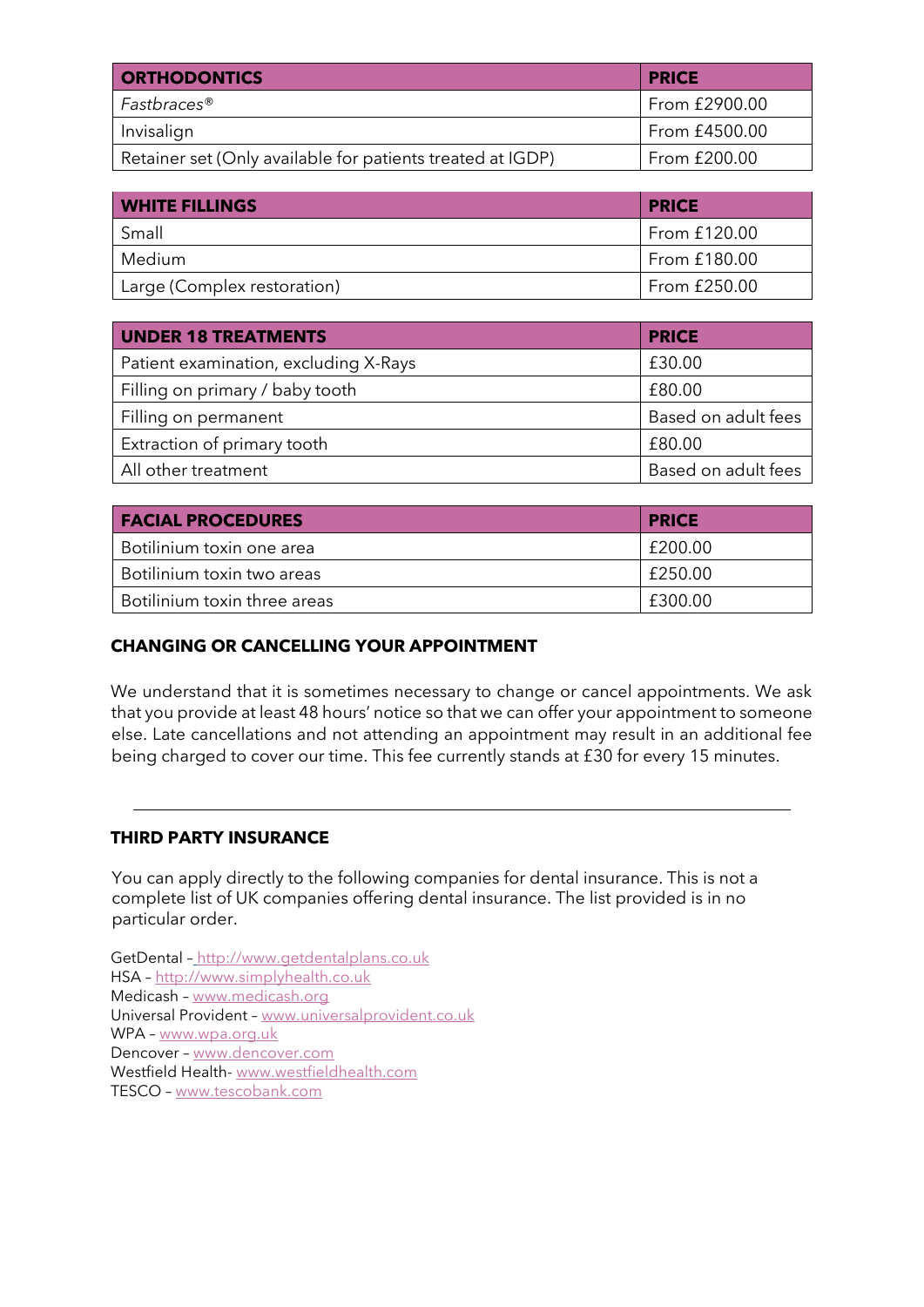| ORTHODONTICS | PRICE |
| --- | --- |
| *Fastbraces®* | From £2900.00 |
| Invisalign | From £4500.00 |
| Retainer set (Only available for patients treated at IGDP) | From £200.00 |

| WHITE FILLINGS | PRICE |
| --- | --- |
| Small | From £120.00 |
| Medium | From £180.00 |
| Large (Complex restoration) | From £250.00 |

| UNDER 18 TREATMENTS | PRICE |
| --- | --- |
| Patient examination, excluding X-Rays | £30.00 |
| Filling on primary / baby tooth | £80.00 |
| Filling on permanent | Based on adult fees |
| Extraction of primary tooth | £80.00 |
| All other treatment | Based on adult fees |

| FACIAL PROCEDURES | PRICE |
| --- | --- |
| Botilinium toxin one area | £200.00 |
| Botilinium toxin two areas | £250.00 |
| Botilinium toxin three areas | £300.00 |

## CHANGING OR CANCELLING YOUR APPOINTMENT

We understand that it is sometimes necessary to change or cancel appointments. We ask that you provide at least 48 hours' notice so that we can offer your appointment to someone else. Late cancellations and not attending an appointment may result in an additional fee being charged to cover our time. This fee currently stands at £30 for every 15 minutes.

---

## THIRD PARTY INSURANCE

You can apply directly to the following companies for dental insurance. This is not a complete list of UK companies offering dental insurance. The list provided is in no particular order.

GetDental – http://www.getdentalplans.co.uk
HSA – http://www.simplyhealth.co.uk
Medicash – www.medicash.org
Universal Provident – www.universalprovident.co.uk
WPA – www.wpa.org.uk
Dencover – www.dencover.com
Westfield Health- www.westfieldhealth.com
TESCO – www.tescobank.com